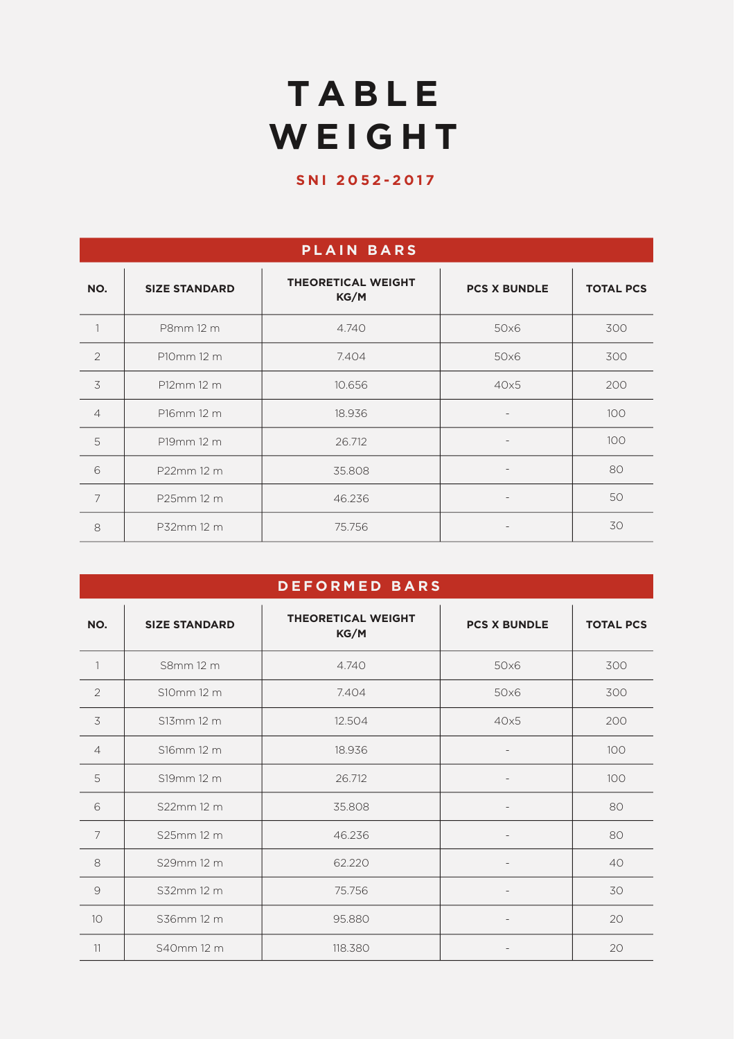# TABLE WEIGHT

## SNI 2052-2017

### PLAIN BARS

| NO. | SIZE STANDARD | THEORETICAL WEIGHT KG/M | PCS X BUNDLE | TOTAL PCS |
|---|---|---|---|---|
| 1 | P8mm 12 m | 4.740 | 50x6 | 300 |
| 2 | P10mm 12 m | 7.404 | 50x6 | 300 |
| 3 | P12mm 12 m | 10.656 | 40x5 | 200 |
| 4 | P16mm 12 m | 18.936 | - | 100 |
| 5 | P19mm 12 m | 26.712 | - | 100 |
| 6 | P22mm 12 m | 35.808 | - | 80 |
| 7 | P25mm 12 m | 46.236 | - | 50 |
| 8 | P32mm 12 m | 75.756 | - | 30 |

### DEFORMED BARS

| NO. | SIZE STANDARD | THEORETICAL WEIGHT KG/M | PCS X BUNDLE | TOTAL PCS |
|---|---|---|---|---|
| 1 | S8mm 12 m | 4.740 | 50x6 | 300 |
| 2 | S10mm 12 m | 7.404 | 50x6 | 300 |
| 3 | S13mm 12 m | 12.504 | 40x5 | 200 |
| 4 | S16mm 12 m | 18.936 | - | 100 |
| 5 | S19mm 12 m | 26.712 | - | 100 |
| 6 | S22mm 12 m | 35.808 | - | 80 |
| 7 | S25mm 12 m | 46.236 | - | 80 |
| 8 | S29mm 12 m | 62.220 | - | 40 |
| 9 | S32mm 12 m | 75.756 | - | 30 |
| 10 | S36mm 12 m | 95.880 | - | 20 |
| 11 | S40mm 12 m | 118.380 | - | 20 |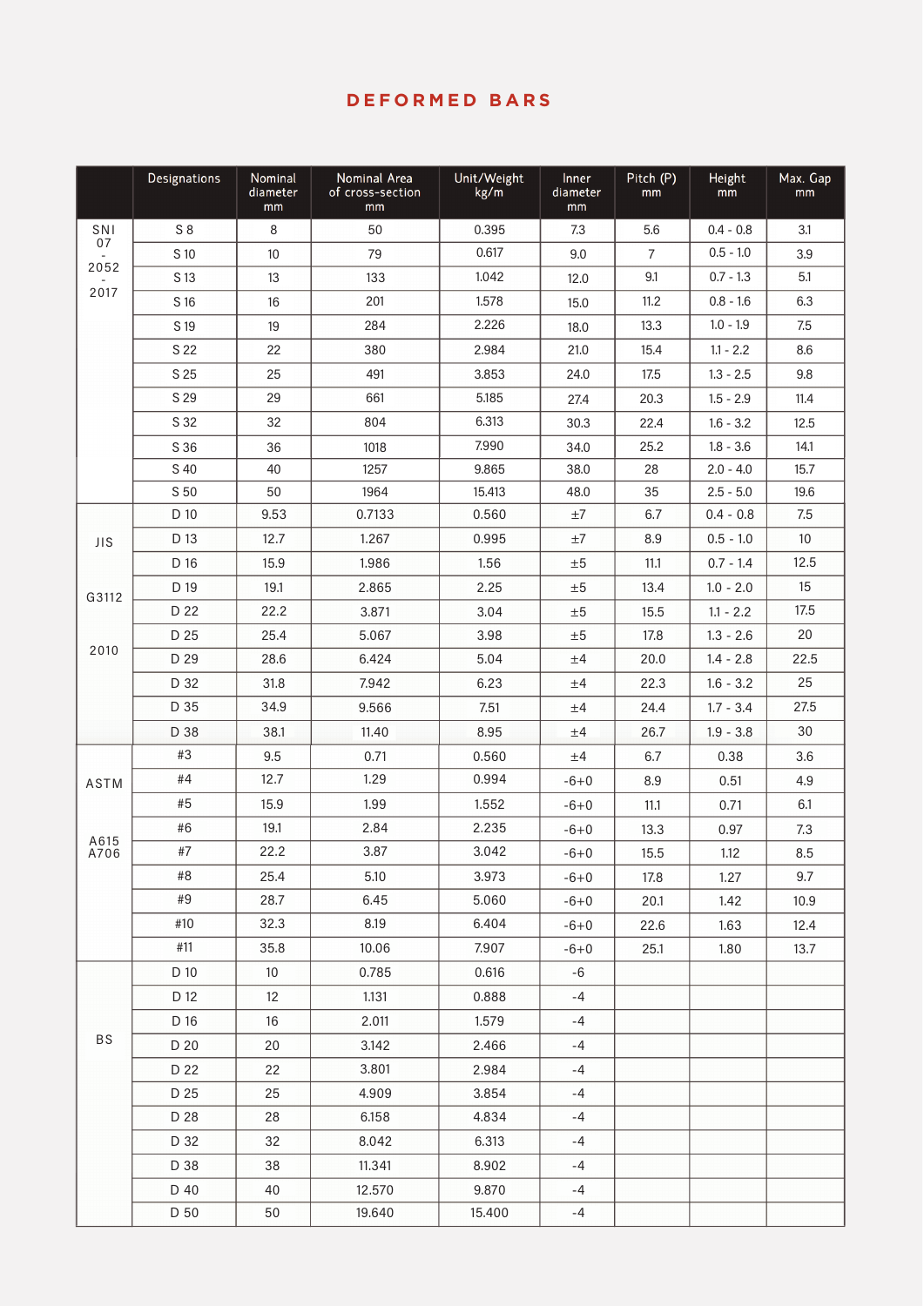# DEFORMED BARS

| | Designations | Nominal diameter mm | Nominal Area of cross-section mm | Unit/Weight kg/m | Inner diameter mm | Pitch (P) mm | Height mm | Max. Gap mm |
|---|---|---|---|---|---|---|---|---|
| SNI 07 - 2052 - 2017 | S 8 | 8 | 50 | 0.395 | 7.3 | 5.6 | 0.4 - 0.8 | 3.1 |
| | S 10 | 10 | 79 | 0.617 | 9.0 | 7 | 0.5 - 1.0 | 3.9 |
| | S 13 | 13 | 133 | 1.042 | 12.0 | 9.1 | 0.7 - 1.3 | 5.1 |
| | S 16 | 16 | 201 | 1.578 | 15.0 | 11.2 | 0.8 - 1.6 | 6.3 |
| | S 19 | 19 | 284 | 2.226 | 18.0 | 13.3 | 1.0 - 1.9 | 7.5 |
| | S 22 | 22 | 380 | 2.984 | 21.0 | 15.4 | 1.1 - 2.2 | 8.6 |
| | S 25 | 25 | 491 | 3.853 | 24.0 | 17.5 | 1.3 - 2.5 | 9.8 |
| | S 29 | 29 | 661 | 5.185 | 27.4 | 20.3 | 1.5 - 2.9 | 11.4 |
| | S 32 | 32 | 804 | 6.313 | 30.3 | 22.4 | 1.6 - 3.2 | 12.5 |
| | S 36 | 36 | 1018 | 7.990 | 34.0 | 25.2 | 1.8 - 3.6 | 14.1 |
| | S 40 | 40 | 1257 | 9.865 | 38.0 | 28 | 2.0 - 4.0 | 15.7 |
| | S 50 | 50 | 1964 | 15.413 | 48.0 | 35 | 2.5 - 5.0 | 19.6 |
| JIS G3112 2010 | D 10 | 9.53 | 0.7133 | 0.560 | ±7 | 6.7 | 0.4 - 0.8 | 7.5 |
| | D 13 | 12.7 | 1.267 | 0.995 | ±7 | 8.9 | 0.5 - 1.0 | 10 |
| | D 16 | 15.9 | 1.986 | 1.56 | ±5 | 11.1 | 0.7 - 1.4 | 12.5 |
| | D 19 | 19.1 | 2.865 | 2.25 | ±5 | 13.4 | 1.0 - 2.0 | 15 |
| | D 22 | 22.2 | 3.871 | 3.04 | ±5 | 15.5 | 1.1 - 2.2 | 17.5 |
| | D 25 | 25.4 | 5.067 | 3.98 | ±5 | 17.8 | 1.3 - 2.6 | 20 |
| | D 29 | 28.6 | 6.424 | 5.04 | ±4 | 20.0 | 1.4 - 2.8 | 22.5 |
| | D 32 | 31.8 | 7.942 | 6.23 | ±4 | 22.3 | 1.6 - 3.2 | 25 |
| | D 35 | 34.9 | 9.566 | 7.51 | ±4 | 24.4 | 1.7 - 3.4 | 27.5 |
| | D 38 | 38.1 | 11.40 | 8.95 | ±4 | 26.7 | 1.9 - 3.8 | 30 |
| ASTM A615 A706 | #3 | 9.5 | 0.71 | 0.560 | ±4 | 6.7 | 0.38 | 3.6 |
| | #4 | 12.7 | 1.29 | 0.994 | -6+0 | 8.9 | 0.51 | 4.9 |
| | #5 | 15.9 | 1.99 | 1.552 | -6+0 | 11.1 | 0.71 | 6.1 |
| | #6 | 19.1 | 2.84 | 2.235 | -6+0 | 13.3 | 0.97 | 7.3 |
| | #7 | 22.2 | 3.87 | 3.042 | -6+0 | 15.5 | 1.12 | 8.5 |
| | #8 | 25.4 | 5.10 | 3.973 | -6+0 | 17.8 | 1.27 | 9.7 |
| | #9 | 28.7 | 6.45 | 5.060 | -6+0 | 20.1 | 1.42 | 10.9 |
| | #10 | 32.3 | 8.19 | 6.404 | -6+0 | 22.6 | 1.63 | 12.4 |
| | #11 | 35.8 | 10.06 | 7.907 | -6+0 | 25.1 | 1.80 | 13.7 |
| BS | D 10 | 10 | 0.785 | 0.616 | -6 | | | |
| | D 12 | 12 | 1.131 | 0.888 | -4 | | | |
| | D 16 | 16 | 2.011 | 1.579 | -4 | | | |
| | D 20 | 20 | 3.142 | 2.466 | -4 | | | |
| | D 22 | 22 | 3.801 | 2.984 | -4 | | | |
| | D 25 | 25 | 4.909 | 3.854 | -4 | | | |
| | D 28 | 28 | 6.158 | 4.834 | -4 | | | |
| | D 32 | 32 | 8.042 | 6.313 | -4 | | | |
| | D 38 | 38 | 11.341 | 8.902 | -4 | | | |
| | D 40 | 40 | 12.570 | 9.870 | -4 | | | |
| | D 50 | 50 | 19.640 | 15.400 | -4 | | | |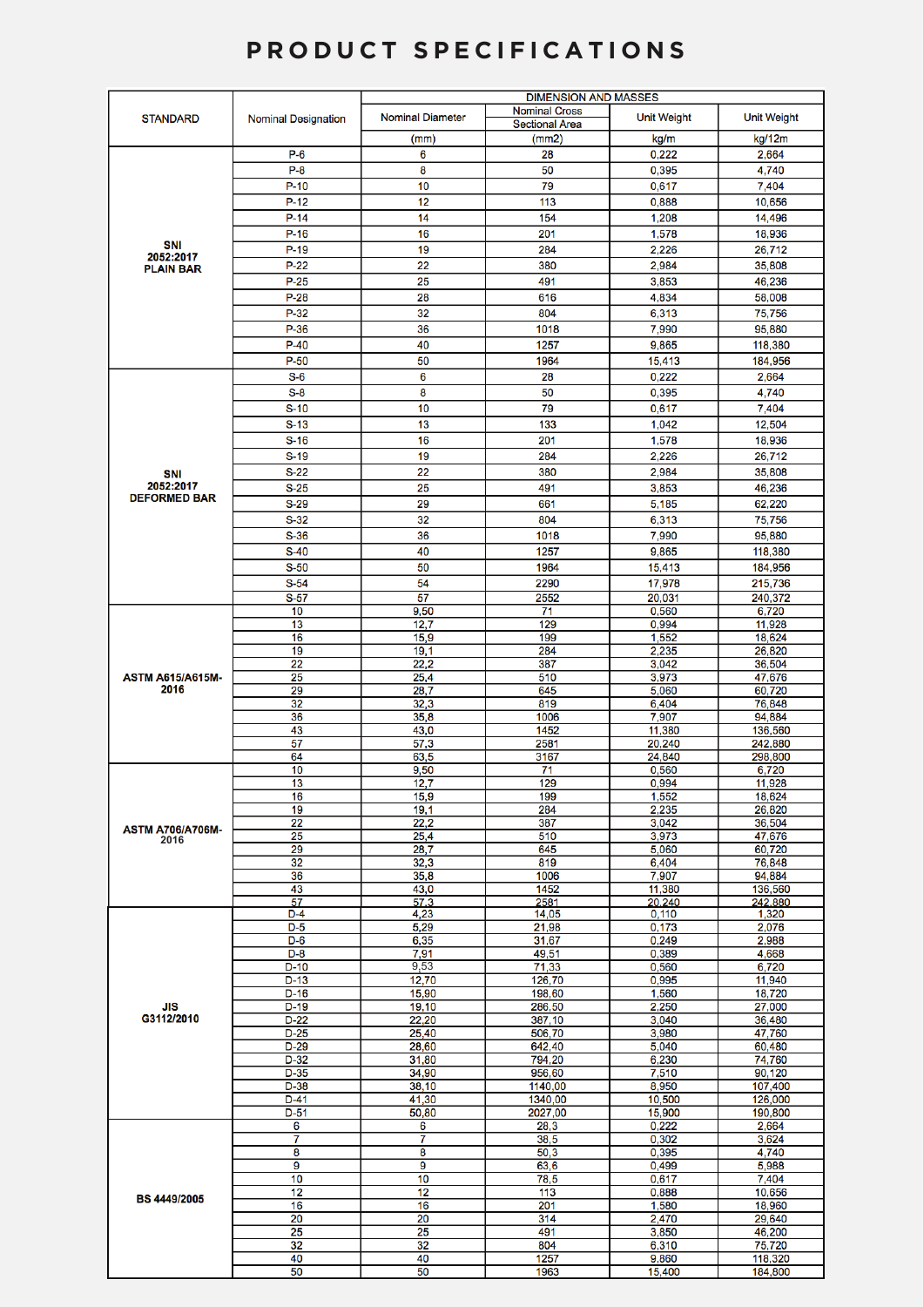# PRODUCT SPECIFICATIONS

| STANDARD | Nominal Designation | DIMENSION AND MASSES | | | |
|---|---|---|---|---|---|
| | | Nominal Diameter | Nominal Cross Sectional Area | Unit Weight | Unit Weight |
| | | (mm) | (mm2) | kg/m | kg/12m |
| SNI 2052:2017 PLAIN BAR | P-6 | 6 | 28 | 0,222 | 2,664 |
| | P-8 | 8 | 50 | 0,395 | 4,740 |
| | P-10 | 10 | 79 | 0,617 | 7,404 |
| | P-12 | 12 | 113 | 0,888 | 10,656 |
| | P-14 | 14 | 154 | 1,208 | 14,496 |
| | P-16 | 16 | 201 | 1,578 | 18,936 |
| | P-19 | 19 | 284 | 2,226 | 26,712 |
| | P-22 | 22 | 380 | 2,984 | 35,808 |
| | P-25 | 25 | 491 | 3,853 | 46,236 |
| | P-28 | 28 | 616 | 4,834 | 58,008 |
| | P-32 | 32 | 804 | 6,313 | 75,756 |
| | P-36 | 36 | 1018 | 7,990 | 95,880 |
| | P-40 | 40 | 1257 | 9,865 | 118,380 |
| | P-50 | 50 | 1964 | 15,413 | 184,956 |
| SNI 2052:2017 DEFORMED BAR | S-6 | 6 | 28 | 0,222 | 2,664 |
| | S-8 | 8 | 50 | 0,395 | 4,740 |
| | S-10 | 10 | 79 | 0,617 | 7,404 |
| | S-13 | 13 | 133 | 1,042 | 12,504 |
| | S-16 | 16 | 201 | 1,578 | 18,936 |
| | S-19 | 19 | 284 | 2,226 | 26,712 |
| | S-22 | 22 | 380 | 2,984 | 35,808 |
| | S-25 | 25 | 491 | 3,853 | 46,236 |
| | S-29 | 29 | 661 | 5,185 | 62,220 |
| | S-32 | 32 | 804 | 6,313 | 75,756 |
| | S-36 | 36 | 1018 | 7,990 | 95,880 |
| | S-40 | 40 | 1257 | 9,865 | 118,380 |
| | S-50 | 50 | 1964 | 15,413 | 184,956 |
| | S-54 | 54 | 2290 | 17,978 | 215,736 |
| | S-57 | 57 | 2552 | 20,031 | 240,372 |
| ASTM A615/A615M-2016 | 10 | 9,50 | 71 | 0,560 | 6,720 |
| | 13 | 12,7 | 129 | 0,994 | 11,928 |
| | 16 | 15,9 | 199 | 1,552 | 18,624 |
| | 19 | 19,1 | 284 | 2,235 | 26,820 |
| | 22 | 22,2 | 387 | 3,042 | 36,504 |
| | 25 | 25,4 | 510 | 3,973 | 47,676 |
| | 29 | 28,7 | 645 | 5,060 | 60,720 |
| | 32 | 32,3 | 819 | 6,404 | 76,848 |
| | 36 | 35,8 | 1006 | 7,907 | 94,884 |
| | 43 | 43,0 | 1452 | 11,380 | 136,560 |
| | 57 | 57,3 | 2581 | 20,240 | 242,880 |
| | 64 | 63,5 | 3167 | 24,840 | 298,800 |
| ASTM A706/A706M-2016 | 10 | 9,50 | 71 | 0,560 | 6,720 |
| | 13 | 12,7 | 129 | 0,994 | 11,928 |
| | 16 | 15,9 | 199 | 1,552 | 18,624 |
| | 19 | 19,1 | 284 | 2,235 | 26,820 |
| | 22 | 22,2 | 387 | 3,042 | 36,504 |
| | 25 | 25,4 | 510 | 3,973 | 47,676 |
| | 29 | 28,7 | 645 | 5,060 | 60,720 |
| | 32 | 32,3 | 819 | 6,404 | 76,848 |
| | 36 | 35,8 | 1006 | 7,907 | 94,884 |
| | 43 | 43,0 | 1452 | 11,380 | 136,560 |
| | 57 | 57,3 | 2581 | 20,240 | 242,880 |
| JIS G3112/2010 | D-4 | 4,23 | 14,05 | 0,110 | 1,320 |
| | D-5 | 5,29 | 21,98 | 0,173 | 2,076 |
| | D-6 | 6,35 | 31,67 | 0,249 | 2,988 |
| | D-8 | 7,91 | 49,51 | 0,389 | 4,668 |
| | D-10 | 9,53 | 71,33 | 0,560 | 6,720 |
| | D-13 | 12,70 | 126,70 | 0,995 | 11,940 |
| | D-16 | 15,90 | 198,60 | 1,560 | 18,720 |
| | D-19 | 19,10 | 286,50 | 2,250 | 27,000 |
| | D-22 | 22,20 | 387,10 | 3,040 | 36,480 |
| | D-25 | 25,40 | 506,70 | 3,980 | 47,760 |
| | D-29 | 28,60 | 642,40 | 5,040 | 60,480 |
| | D-32 | 31,80 | 794,20 | 6,230 | 74,760 |
| | D-35 | 34,90 | 956,60 | 7,510 | 90,120 |
| | D-38 | 38,10 | 1140,00 | 8,950 | 107,400 |
| | D-41 | 41,30 | 1340,00 | 10,500 | 126,000 |
| | D-51 | 50,80 | 2027,00 | 15,900 | 190,800 |
| BS 4449/2005 | 6 | 6 | 28,3 | 0,222 | 2,664 |
| | 7 | 7 | 38,5 | 0,302 | 3,624 |
| | 8 | 8 | 50,3 | 0,395 | 4,740 |
| | 9 | 9 | 63,6 | 0,499 | 5,988 |
| | 10 | 10 | 78,5 | 0,617 | 7,404 |
| | 12 | 12 | 113 | 0,888 | 10,656 |
| | 16 | 16 | 201 | 1,580 | 18,960 |
| | 20 | 20 | 314 | 2,470 | 29,640 |
| | 25 | 25 | 491 | 3,850 | 46,200 |
| | 32 | 32 | 804 | 6,310 | 75,720 |
| | 40 | 40 | 1257 | 9,860 | 118,320 |
| | 50 | 50 | 1963 | 15,400 | 184,800 |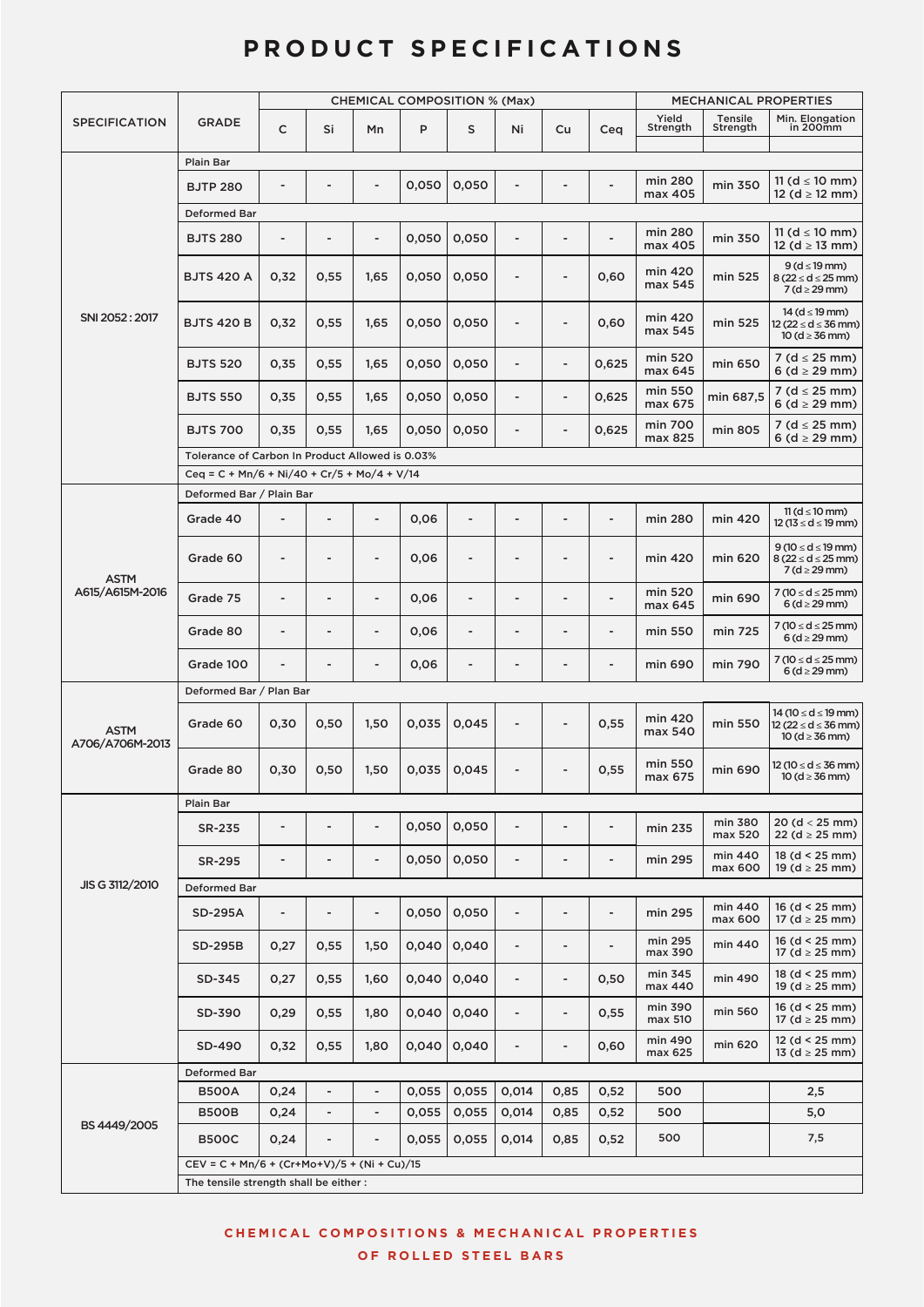# PRODUCT SPECIFICATIONS

| SPECIFICATION | GRADE | CHEMICAL COMPOSITION % (Max) | | | | | | | | MECHANICAL PROPERTIES | | |
|---|---|---|---|---|---|---|---|---|---|---|---|---|
| | | C | Si | Mn | P | S | Ni | Cu | Ceq | Yield Strength | Tensile Strength | Min. Elongation in 200mm |
| SNI 2052 : 2017 | Plain Bar | | | | | | | | | | | |
| | BJTP 280 | - | - | - | 0,050 | 0,050 | - | - | - | min 280 max 405 | min 350 | 11 (d ≤ 10 mm) 12 (d ≥ 12 mm) |
| | Deformed Bar | | | | | | | | | | | |
| | BJTS 280 | - | - | - | 0,050 | 0,050 | - | - | - | min 280 max 405 | min 350 | 11 (d ≤ 10 mm) 12 (d ≥ 13 mm) |
| | BJTS 420 A | 0,32 | 0,55 | 1,65 | 0,050 | 0,050 | - | - | 0,60 | min 420 max 545 | min 525 | 9 (d ≤ 19 mm) 8 (22 ≤ d ≤ 25 mm) 7 (d ≥ 29 mm) |
| | BJTS 420 B | 0,32 | 0,55 | 1,65 | 0,050 | 0,050 | - | - | 0,60 | min 420 max 545 | min 525 | 14 (d ≤ 19 mm) 12 (22 ≤ d ≤ 36 mm) 10 (d ≥ 36 mm) |
| | BJTS 520 | 0,35 | 0,55 | 1,65 | 0,050 | 0,050 | - | - | 0,625 | min 520 max 645 | min 650 | 7 (d ≤ 25 mm) 6 (d ≥ 29 mm) |
| | BJTS 550 | 0,35 | 0,55 | 1,65 | 0,050 | 0,050 | - | - | 0,625 | min 550 max 675 | min 687,5 | 7 (d ≤ 25 mm) 6 (d ≥ 29 mm) |
| | BJTS 700 | 0,35 | 0,55 | 1,65 | 0,050 | 0,050 | - | - | 0,625 | min 700 max 825 | min 805 | 7 (d ≤ 25 mm) 6 (d ≥ 29 mm) |
| | Tolerance of Carbon In Product Allowed is 0.03% | | | | | | | | | | | |
| | Ceq = C + Mn/6 + Ni/40 + Cr/5 + Mo/4 + V/14 | | | | | | | | | | | |
| ASTM A615/A615M-2016 | Deformed Bar / Plain Bar | | | | | | | | | | | |
| | Grade 40 | - | - | - | 0,06 | - | - | - | - | min 280 | min 420 | 11 (d ≤ 10 mm) 12 (13 ≤ d ≤ 19 mm) |
| | Grade 60 | - | - | - | 0,06 | - | - | - | - | min 420 | min 620 | 9 (10 ≤ d ≤ 19 mm) 8 (22 ≤ d ≤ 25 mm) 7 (d ≥ 29 mm) |
| | Grade 75 | - | - | - | 0,06 | - | - | - | - | min 520 max 645 | min 690 | 7 (10 ≤ d ≤ 25 mm) 6 (d ≥ 29 mm) |
| | Grade 80 | - | - | - | 0,06 | - | - | - | - | min 550 | min 725 | 7 (10 ≤ d ≤ 25 mm) 6 (d ≥ 29 mm) |
| | Grade 100 | - | - | - | 0,06 | - | - | - | - | min 690 | min 790 | 7 (10 ≤ d ≤ 25 mm) 6 (d ≥ 29 mm) |
| ASTM A706/A706M-2013 | Deformed Bar / Plan Bar | | | | | | | | | | | |
| | Grade 60 | 0,30 | 0,50 | 1,50 | 0,035 | 0,045 | - | - | 0,55 | min 420 max 540 | min 550 | 14 (10 ≤ d ≤ 19 mm) 12 (22 ≤ d ≤ 36 mm) 10 (d ≥ 36 mm) |
| | Grade 80 | 0,30 | 0,50 | 1,50 | 0,035 | 0,045 | - | - | 0,55 | min 550 max 675 | min 690 | 12 (10 ≤ d ≤ 36 mm) 10 (d ≥ 36 mm) |
| JIS G 3112/2010 | Plain Bar | | | | | | | | | | | |
| | SR-235 | - | - | - | 0,050 | 0,050 | - | - | - | min 235 | min 380 max 520 | 20 (d < 25 mm) 22 (d ≥ 25 mm) |
| | SR-295 | - | - | - | 0,050 | 0,050 | - | - | - | min 295 | min 440 max 600 | 18 (d < 25 mm) 19 (d ≥ 25 mm) |
| | Deformed Bar | | | | | | | | | | | |
| | SD-295A | - | - | - | 0,050 | 0,050 | - | - | - | min 295 | min 440 max 600 | 16 (d < 25 mm) 17 (d ≥ 25 mm) |
| | SD-295B | 0,27 | 0,55 | 1,50 | 0,040 | 0,040 | - | - | - | min 295 max 390 | min 440 | 16 (d < 25 mm) 17 (d ≥ 25 mm) |
| | SD-345 | 0,27 | 0,55 | 1,60 | 0,040 | 0,040 | - | - | 0,50 | min 345 max 440 | min 490 | 18 (d < 25 mm) 19 (d ≥ 25 mm) |
| | SD-390 | 0,29 | 0,55 | 1,80 | 0,040 | 0,040 | - | - | 0,55 | min 390 max 510 | min 560 | 16 (d < 25 mm) 17 (d ≥ 25 mm) |
| | SD-490 | 0,32 | 0,55 | 1,80 | 0,040 | 0,040 | - | - | 0,60 | min 490 max 625 | min 620 | 12 (d < 25 mm) 13 (d ≥ 25 mm) |
| BS 4449/2005 | Deformed Bar | | | | | | | | | | | |
| | B500A | 0,24 | - | - | 0,055 | 0,055 | 0,014 | 0,85 | 0,52 | 500 | | 2,5 |
| | B500B | 0,24 | - | - | 0,055 | 0,055 | 0,014 | 0,85 | 0,52 | 500 | | 5,0 |
| | B500C | 0,24 | - | - | 0,055 | 0,055 | 0,014 | 0,85 | 0,52 | 500 | | 7,5 |
| | CEV = C + Mn/6 + (Cr+Mo+V)/5 + (Ni + Cu)/15 | | | | | | | | | | | |
| | The tensile strength shall be either : | | | | | | | | | | | |

**CHEMICAL COMPOSITIONS & MECHANICAL PROPERTIES OF ROLLED STEEL BARS**